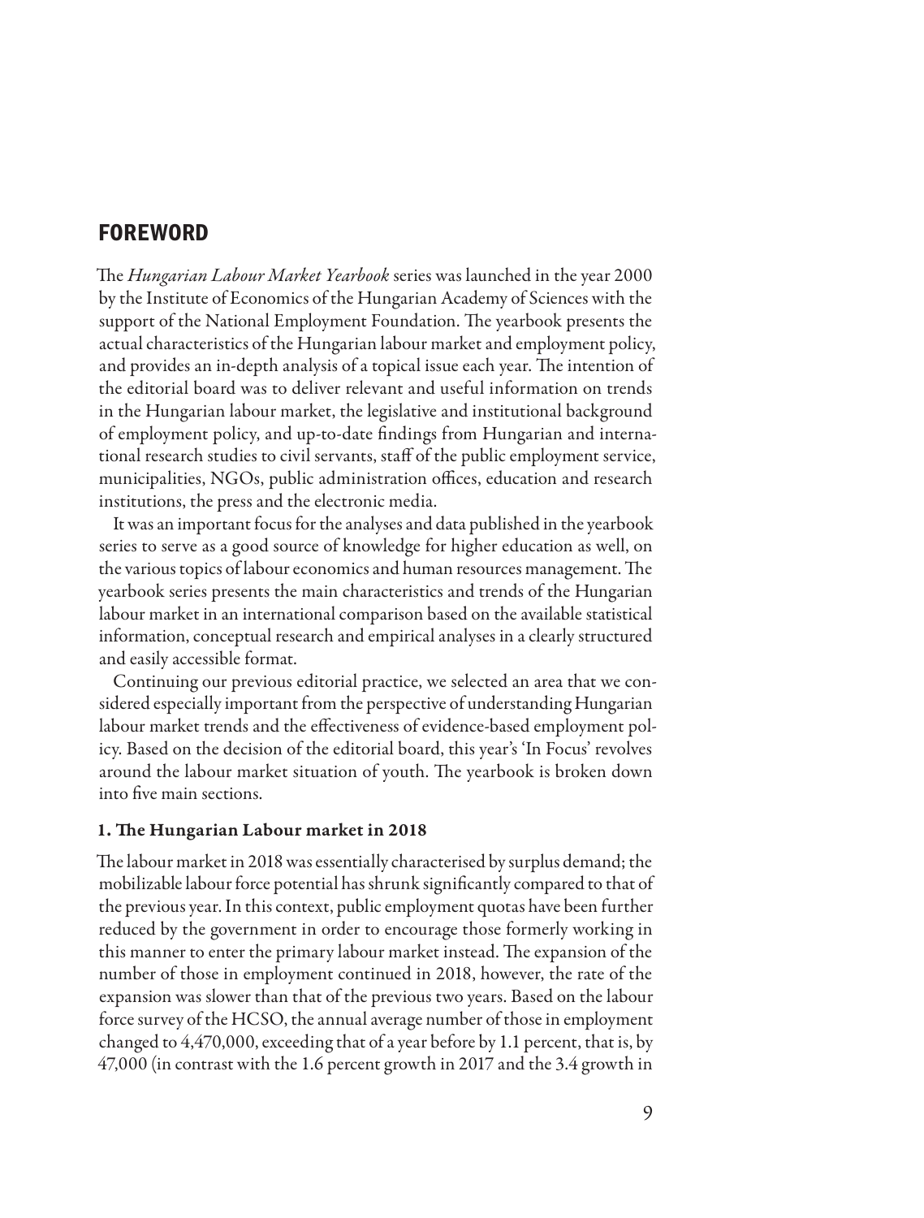# FOREWORD

The *Hungarian Labour Market Yearbook* series was launched in the year 2000 by the Institute of Economics of the Hungarian Academy of Sciences with the support of the National Employment Foundation. The yearbook presents the actual characteristics of the Hungarian labour market and employment policy, and provides an in-depth analysis of a topical issue each year. The intention of the editorial board was to deliver relevant and useful information on trends in the Hungarian labour market, the legislative and institutional background of employment policy, and up-to-date findings from Hungarian and international research studies to civil servants, staff of the public employment service, municipalities, NGOs, public administration offices, education and research institutions, the press and the electronic media.

It was an important focus for the analyses and data published in the yearbook series to serve as a good source of knowledge for higher education as well, on the various topics of labour economics and human resources management. The yearbook series presents the main characteristics and trends of the Hungarian labour market in an international comparison based on the available statistical information, conceptual research and empirical analyses in a clearly structured and easily accessible format.

Continuing our previous editorial practice, we selected an area that we considered especially important from the perspective of understanding Hungarian labour market trends and the effectiveness of evidence-based employment policy. Based on the decision of the editorial board, this year's 'In Focus' revolves around the labour market situation of youth. The yearbook is broken down into five main sections.

### 1. The Hungarian Labour market in 2018

The labour market in 2018 was essentially characterised by surplus demand; the mobilizable labour force potential has shrunk significantly compared to that of the previous year. In this context, public employment quotas have been further reduced by the government in order to encourage those formerly working in this manner to enter the primary labour market instead. The expansion of the number of those in employment continued in 2018, however, the rate of the expansion was slower than that of the previous two years. Based on the labour force survey of the HCSO, the annual average number of those in employment changed to 4,470,000, exceeding that of a year before by 1.1 percent, that is, by 47,000 (in contrast with the 1.6 percent growth in 2017 and the 3.4 growth in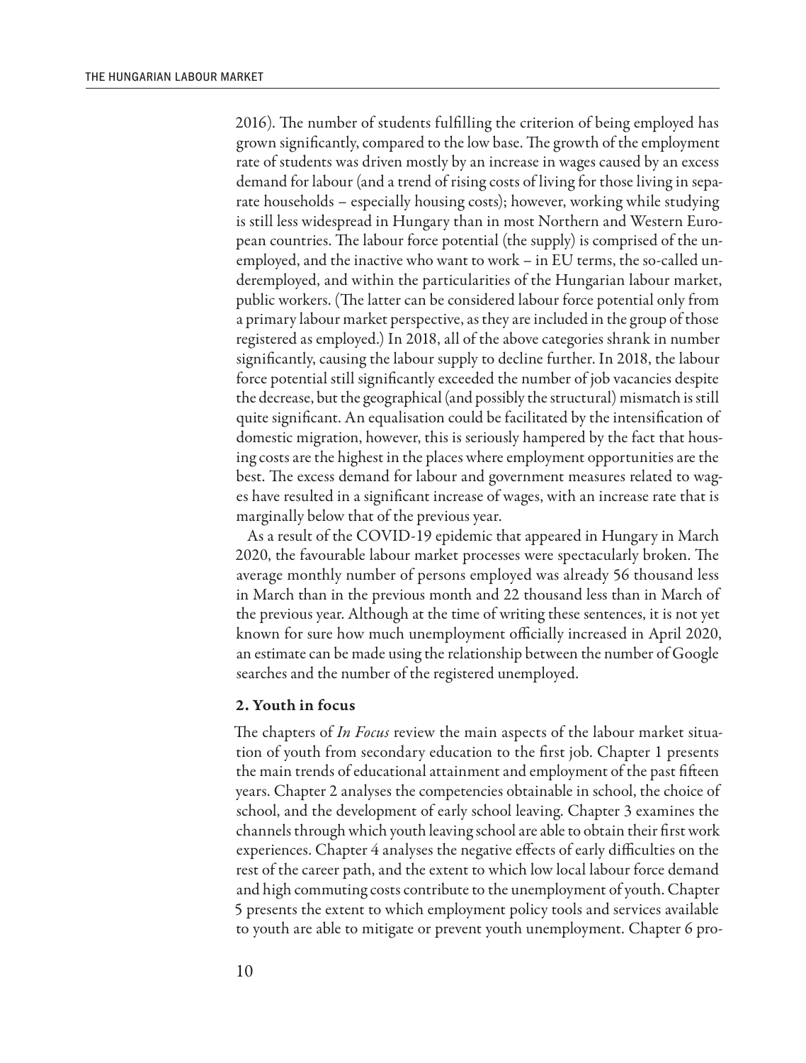2016). The number of students fulfilling the criterion of being employed has grown significantly, compared to the low base. The growth of the employment rate of students was driven mostly by an increase in wages caused by an excess demand for labour (and a trend of rising costs of living for those living in separate households – especially housing costs); however, working while studying is still less widespread in Hungary than in most Northern and Western European countries. The labour force potential (the supply) is comprised of the unemployed, and the inactive who want to work – in EU terms, the so-called underemployed, and within the particularities of the Hungarian labour market, public workers. (The latter can be considered labour force potential only from a primary labour market perspective, as they are included in the group of those registered as employed.) In 2018, all of the above categories shrank in number significantly, causing the labour supply to decline further. In 2018, the labour force potential still significantly exceeded the number of job vacancies despite the decrease, but the geographical (and possibly the structural) mismatch is still quite significant. An equalisation could be facilitated by the intensification of domestic migration, however, this is seriously hampered by the fact that housing costs are the highest in the places where employment opportunities are the best. The excess demand for labour and government measures related to wages have resulted in a significant increase of wages, with an increase rate that is marginally below that of the previous year.

As a result of the COVID-19 epidemic that appeared in Hungary in March 2020, the favourable labour market processes were spectacularly broken. The average monthly number of persons employed was already 56 thousand less in March than in the previous month and 22 thousand less than in March of the previous year. Although at the time of writing these sentences, it is not yet known for sure how much unemployment officially increased in April 2020, an estimate can be made using the relationship between the number of Google searches and the number of the registered unemployed.

## 2. Youth in focus

The chapters of *In Focus* review the main aspects of the labour market situation of youth from secondary education to the first job. Chapter 1 presents the main trends of educational attainment and employment of the past fifteen years. Chapter 2 analyses the competencies obtainable in school, the choice of school, and the development of early school leaving. Chapter 3 examines the channels through which youth leaving school are able to obtain their first work experiences. Chapter 4 analyses the negative effects of early difficulties on the rest of the career path, and the extent to which low local labour force demand and high commuting costs contribute to the unemployment of youth. Chapter 5 presents the extent to which employment policy tools and services available to youth are able to mitigate or prevent youth unemployment. Chapter 6 pro-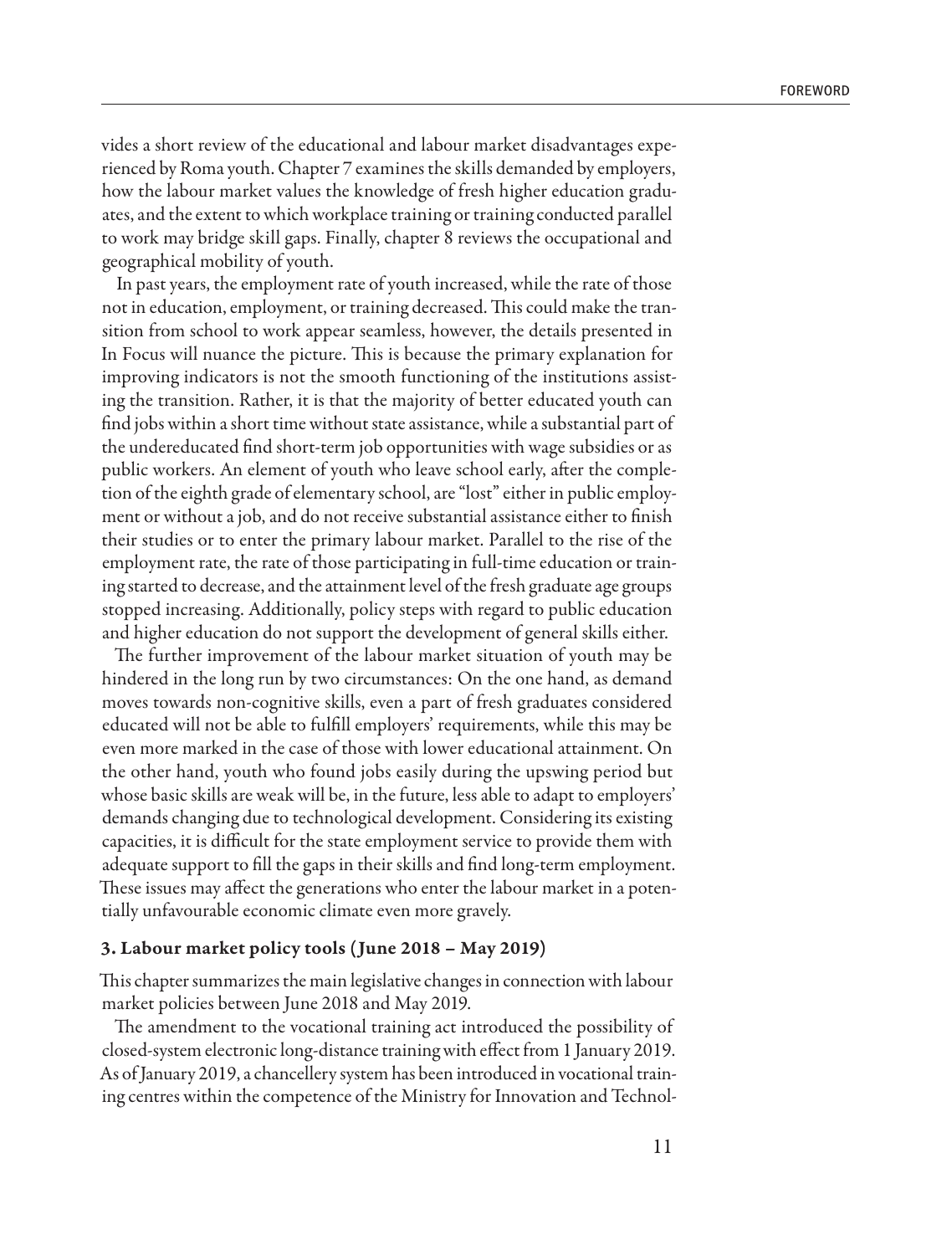vides a short review of the educational and labour market disadvantages experienced by Roma youth. Chapter 7 examines the skills demanded by employers, how the labour market values the knowledge of fresh higher education graduates, and the extent to which workplace training or training conducted parallel to work may bridge skill gaps. Finally, chapter 8 reviews the occupational and geographical mobility of youth.

In past years, the employment rate of youth increased, while the rate of those not in education, employment, or training decreased. This could make the transition from school to work appear seamless, however, the details presented in In Focus will nuance the picture. This is because the primary explanation for improving indicators is not the smooth functioning of the institutions assisting the transition. Rather, it is that the majority of better educated youth can find jobs within a short time without state assistance, while a substantial part of the undereducated find short-term job opportunities with wage subsidies or as public workers. An element of youth who leave school early, after the completion of the eighth grade of elementary school, are "lost" either in public employment or without a job, and do not receive substantial assistance either to finish their studies or to enter the primary labour market. Parallel to the rise of the employment rate, the rate of those participating in full-time education or training started to decrease, and the attainment level of the fresh graduate age groups stopped increasing. Additionally, policy steps with regard to public education and higher education do not support the development of general skills either.

The further improvement of the labour market situation of youth may be hindered in the long run by two circumstances: On the one hand, as demand moves towards non-cognitive skills, even a part of fresh graduates considered educated will not be able to fulfill employers' requirements, while this may be even more marked in the case of those with lower educational attainment. On the other hand, youth who found jobs easily during the upswing period but whose basic skills are weak will be, in the future, less able to adapt to employers' demands changing due to technological development. Considering its existing capacities, it is difficult for the state employment service to provide them with adequate support to fill the gaps in their skills and find long-term employment. These issues may affect the generations who enter the labour market in a potentially unfavourable economic climate even more gravely.

### 3. Labour market policy tools (June 2018 – May 2019)

This chapter summarizes the main legislative changes in connection with labour market policies between June 2018 and May 2019.

The amendment to the vocational training act introduced the possibility of closed-system electronic long-distance training with effect from 1 January 2019. As of January 2019, a chancellery system has been introduced in vocational training centres within the competence of the Ministry for Innovation and Technol-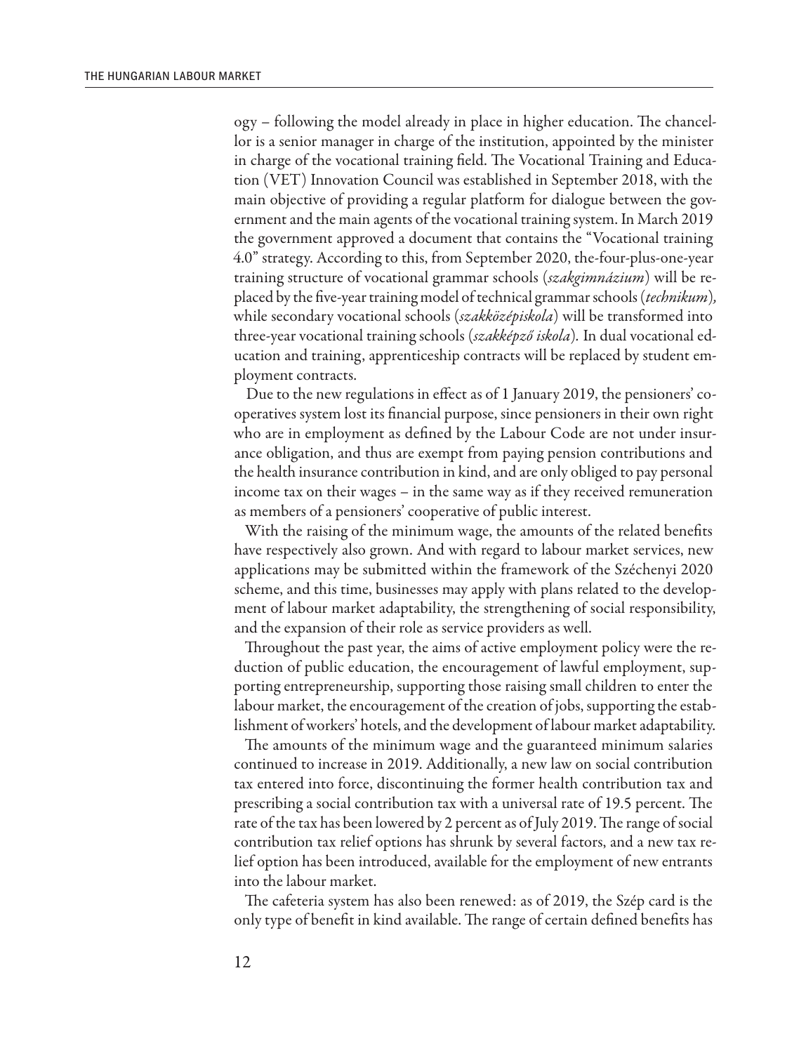ogy – following the model already in place in higher education. The chancellor is a senior manager in charge of the institution, appointed by the minister in charge of the vocational training field. The Vocational Training and Education (VET) Innovation Council was established in September 2018, with the main objective of providing a regular platform for dialogue between the government and the main agents of the vocational training system. In March 2019 the government approved a document that contains the "Vocational training 4.0" strategy. According to this, from September 2020, the-four-plus-one-year training structure of vocational grammar schools (*szakgimnázium*) will be replaced by the five-year training model of technical grammar schools (*technikum*), while secondary vocational schools (*szakközépiskola*) will be transformed into three-year vocational training schools (*szakképző iskola*). In dual vocational education and training, apprenticeship contracts will be replaced by student employment contracts.

Due to the new regulations in effect as of 1 January 2019, the pensioners' cooperatives system lost its financial purpose, since pensioners in their own right who are in employment as defined by the Labour Code are not under insurance obligation, and thus are exempt from paying pension contributions and the health insurance contribution in kind, and are only obliged to pay personal income tax on their wages – in the same way as if they received remuneration as members of a pensioners' cooperative of public interest.

With the raising of the minimum wage, the amounts of the related benefits have respectively also grown. And with regard to labour market services, new applications may be submitted within the framework of the Széchenyi 2020 scheme, and this time, businesses may apply with plans related to the development of labour market adaptability, the strengthening of social responsibility, and the expansion of their role as service providers as well.

Throughout the past year, the aims of active employment policy were the reduction of public education, the encouragement of lawful employment, supporting entrepreneurship, supporting those raising small children to enter the labour market, the encouragement of the creation of jobs, supporting the establishment of workers' hotels, and the development of labour market adaptability.

The amounts of the minimum wage and the guaranteed minimum salaries continued to increase in 2019. Additionally, a new law on social contribution tax entered into force, discontinuing the former health contribution tax and prescribing a social contribution tax with a universal rate of 19.5 percent. The rate of the tax has been lowered by 2 percent as of July 2019. The range of social contribution tax relief options has shrunk by several factors, and a new tax relief option has been introduced, available for the employment of new entrants into the labour market.

The cafeteria system has also been renewed: as of 2019, the Szép card is the only type of benefit in kind available. The range of certain defined benefits has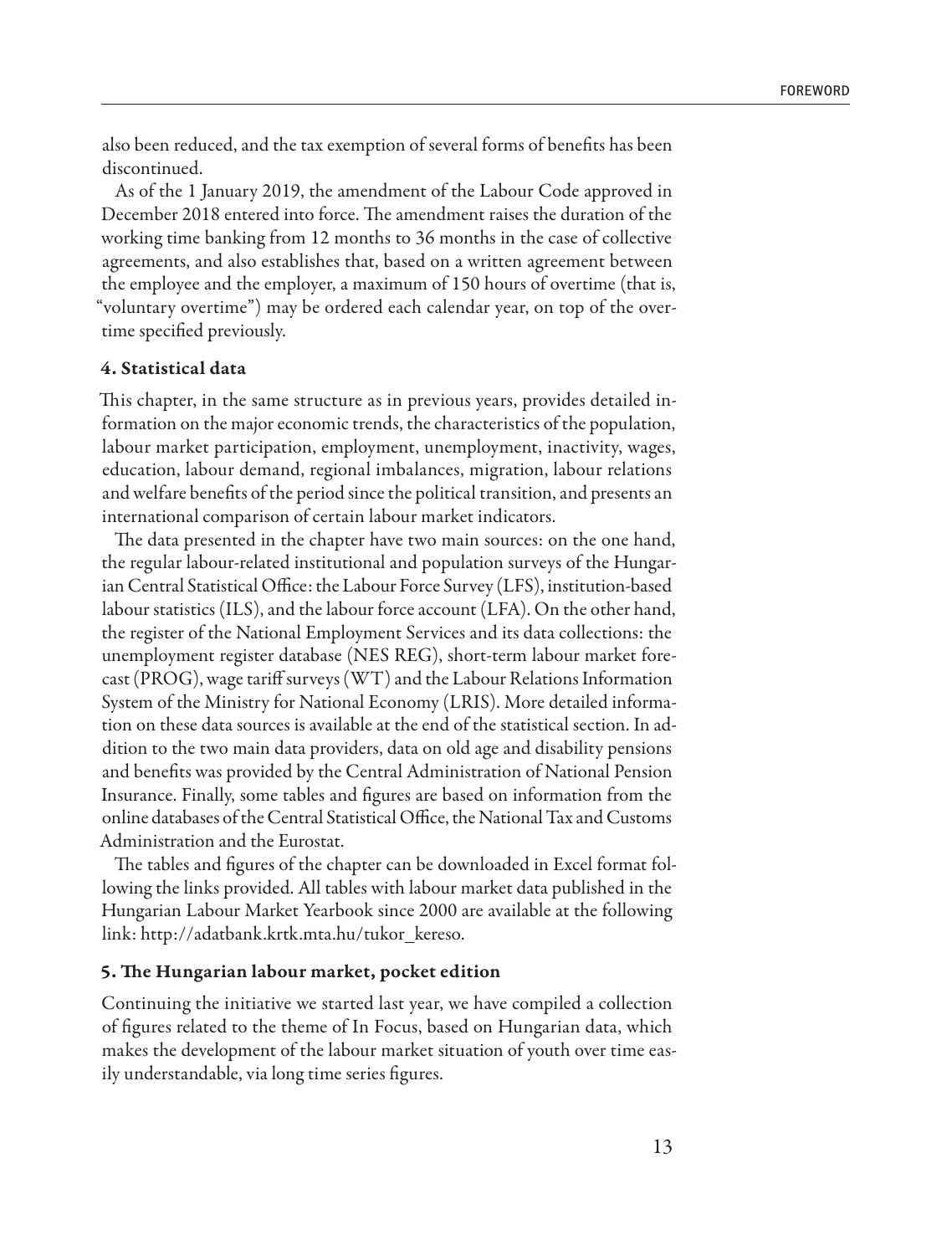also been reduced, and the tax exemption of several forms of benefits has been discontinued.

As of the 1 January 2019, the amendment of the Labour Code approved in December 2018 entered into force. The amendment raises the duration of the working time banking from 12 months to 36 months in the case of collective agreements, and also establishes that, based on a written agreement between the employee and the employer, a maximum of 150 hours of overtime (that is, "voluntary overtime") may be ordered each calendar year, on top of the overtime specified previously.

### 4. Statistical data

This chapter, in the same structure as in previous years, provides detailed information on the major economic trends, the characteristics of the population, labour market participation, employment, unemployment, inactivity, wages, education, labour demand, regional imbalances, migration, labour relations and welfare benefits of the period since the political transition, and presents an international comparison of certain labour market indicators.

The data presented in the chapter have two main sources: on the one hand, the regular labour-related institutional and population surveys of the Hungarian Central Statistical Office: the Labour Force Survey (LFS), institution-based labour statistics (ILS), and the labour force account (LFA). On the other hand, the register of the National Employment Services and its data collections: the unemployment register database (NES REG), short-term labour market forecast (PROG), wage tariff surveys (WT) and the Labour Relations Information System of the Ministry for National Economy (LRIS). More detailed information on these data sources is available at the end of the statistical section. In addition to the two main data providers, data on old age and disability pensions and benefits was provided by the Central Administration of National Pension Insurance. Finally, some tables and figures are based on information from the online databases of the Central Statistical Office, the National Tax and Customs Administration and the Eurostat.

The tables and figures of the chapter can be downloaded in Excel format following the links provided. All tables with labour market data published in the Hungarian Labour Market Yearbook since 2000 are available at the following link: http://adatbank.krtk.mta.hu/tukor_kereso.

### 5. The Hungarian labour market, pocket edition

Continuing the initiative we started last year, we have compiled a collection of figures related to the theme of In Focus, based on Hungarian data, which makes the development of the labour market situation of youth over time easily understandable, via long time series figures.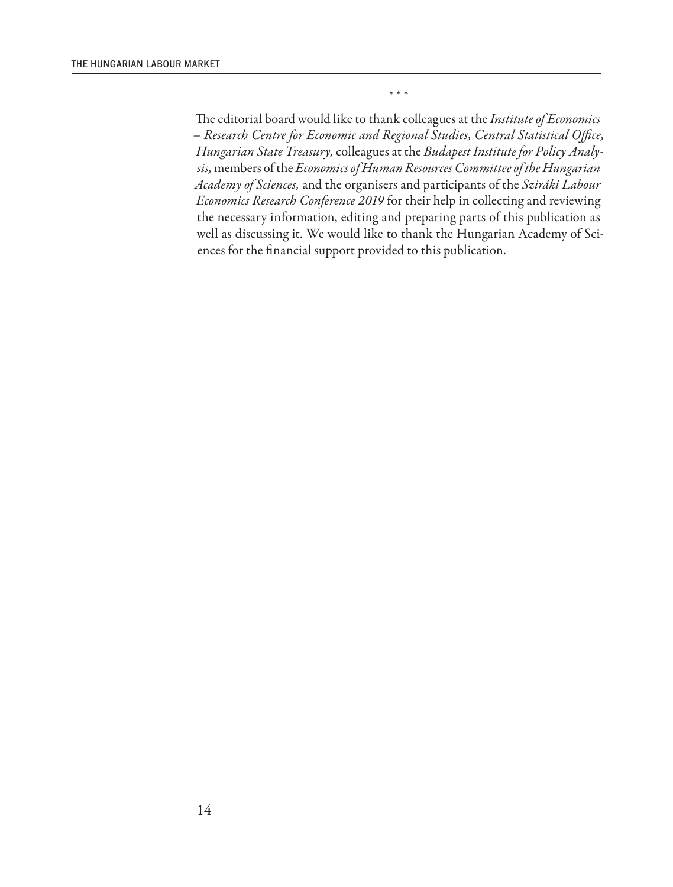* * *

The editorial board would like to thank colleagues at the *Institute of Economics – Research Centre for Economic and Regional Studies, Central Statistical Office, Hungarian State Treasury,* colleagues at the *Budapest Institute for Policy Analysis,* members of the *Economics of Human Resources Committee of the Hungarian Academy of Sciences,* and the organisers and participants of the *Sziráki Labour Economics Research Conference 2019* for their help in collecting and reviewing the necessary information, editing and preparing parts of this publication as well as discussing it. We would like to thank the Hungarian Academy of Sciences for the financial support provided to this publication.